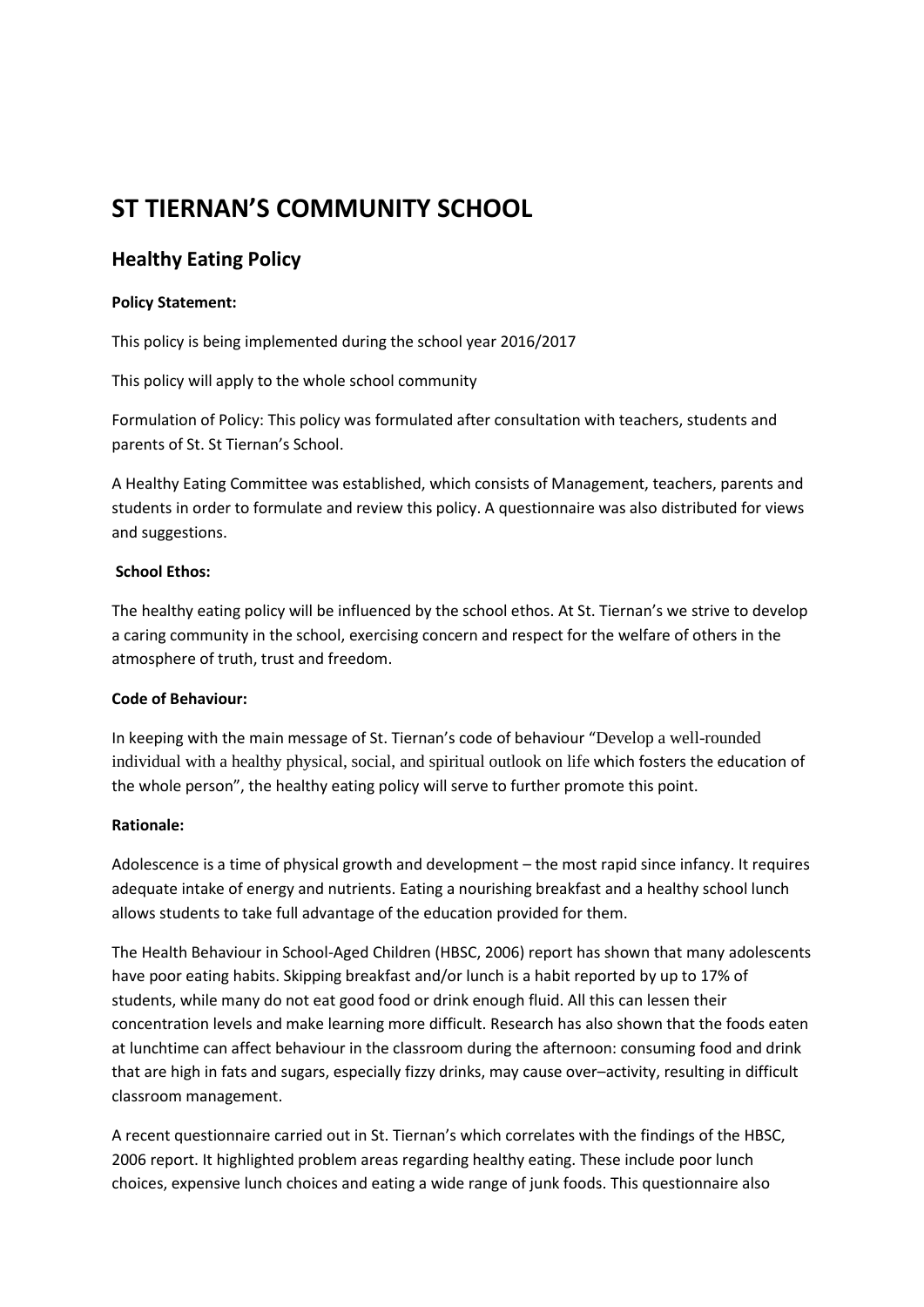# ST TIERNAN'S COMMUNITY SCHOOL

## Healthy Eating Policy

**Policy Statement:**

This policy is being implemented during the school year 2016/2017

This policy will apply to the whole school community

Formulation of Policy: This policy was formulated after consultation with teachers, students and parents of St. St Tiernan's School.

A Healthy Eating Committee was established, which consists of Management, teachers, parents and students in order to formulate and review this policy. A questionnaire was also distributed for views and suggestions.

**School Ethos:**

The healthy eating policy will be influenced by the school ethos. At St. Tiernan's we strive to develop a caring community in the school, exercising concern and respect for the welfare of others in the atmosphere of truth, trust and freedom.

**Code of Behaviour:**

In keeping with the main message of St. Tiernan's code of behaviour "Develop a well-rounded individual with a healthy physical, social, and spiritual outlook on life which fosters the education of the whole person", the healthy eating policy will serve to further promote this point.

**Rationale:**

Adolescence is a time of physical growth and development – the most rapid since infancy. It requires adequate intake of energy and nutrients. Eating a nourishing breakfast and a healthy school lunch allows students to take full advantage of the education provided for them.

The Health Behaviour in School-Aged Children (HBSC, 2006) report has shown that many adolescents have poor eating habits. Skipping breakfast and/or lunch is a habit reported by up to 17% of students, while many do not eat good food or drink enough fluid. All this can lessen their concentration levels and make learning more difficult. Research has also shown that the foods eaten at lunchtime can affect behaviour in the classroom during the afternoon: consuming food and drink that are high in fats and sugars, especially fizzy drinks, may cause over–activity, resulting in difficult classroom management.

A recent questionnaire carried out in St. Tiernan's which correlates with the findings of the HBSC, 2006 report. It highlighted problem areas regarding healthy eating. These include poor lunch choices, expensive lunch choices and eating a wide range of junk foods. This questionnaire also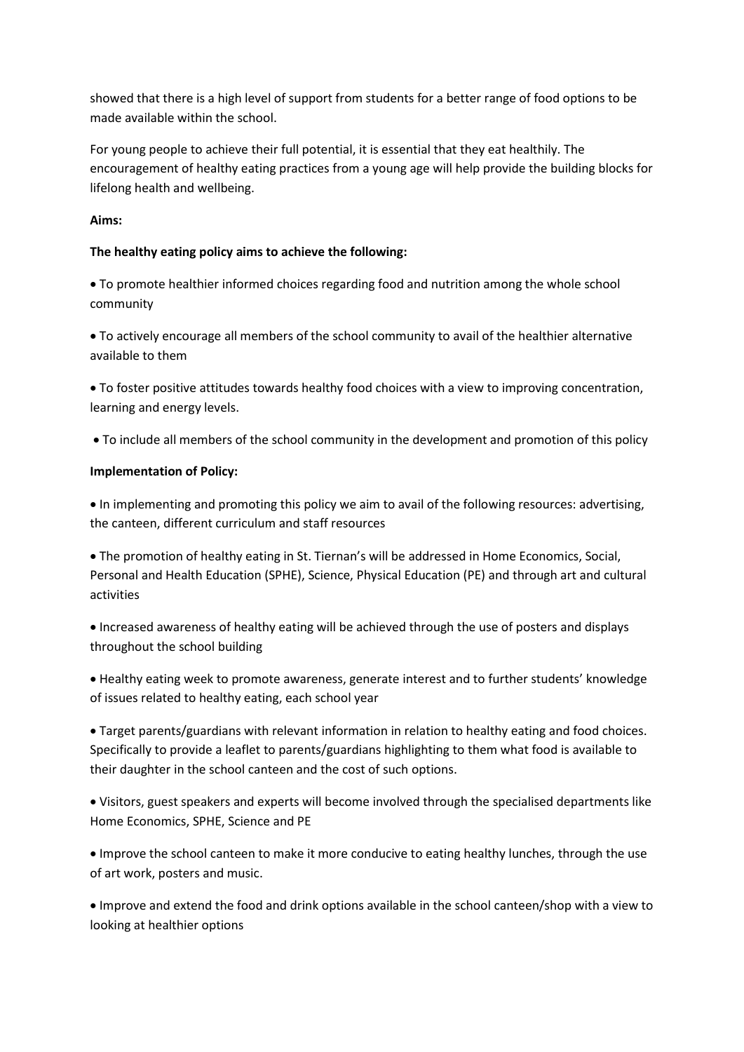showed that there is a high level of support from students for a better range of food options to be made available within the school.

For young people to achieve their full potential, it is essential that they eat healthily. The encouragement of healthy eating practices from a young age will help provide the building blocks for lifelong health and wellbeing.

**Aims:**

**The healthy eating policy aims to achieve the following:**

- To promote healthier informed choices regarding food and nutrition among the whole school community
- To actively encourage all members of the school community to avail of the healthier alternative available to them
- To foster positive attitudes towards healthy food choices with a view to improving concentration, learning and energy levels.
- To include all members of the school community in the development and promotion of this policy

**Implementation of Policy:**

- In implementing and promoting this policy we aim to avail of the following resources: advertising, the canteen, different curriculum and staff resources
- The promotion of healthy eating in St. Tiernan's will be addressed in Home Economics, Social, Personal and Health Education (SPHE), Science, Physical Education (PE) and through art and cultural activities
- Increased awareness of healthy eating will be achieved through the use of posters and displays throughout the school building
- Healthy eating week to promote awareness, generate interest and to further students' knowledge of issues related to healthy eating, each school year
- Target parents/guardians with relevant information in relation to healthy eating and food choices. Specifically to provide a leaflet to parents/guardians highlighting to them what food is available to their daughter in the school canteen and the cost of such options.
- Visitors, guest speakers and experts will become involved through the specialised departments like Home Economics, SPHE, Science and PE
- Improve the school canteen to make it more conducive to eating healthy lunches, through the use of art work, posters and music.
- Improve and extend the food and drink options available in the school canteen/shop with a view to looking at healthier options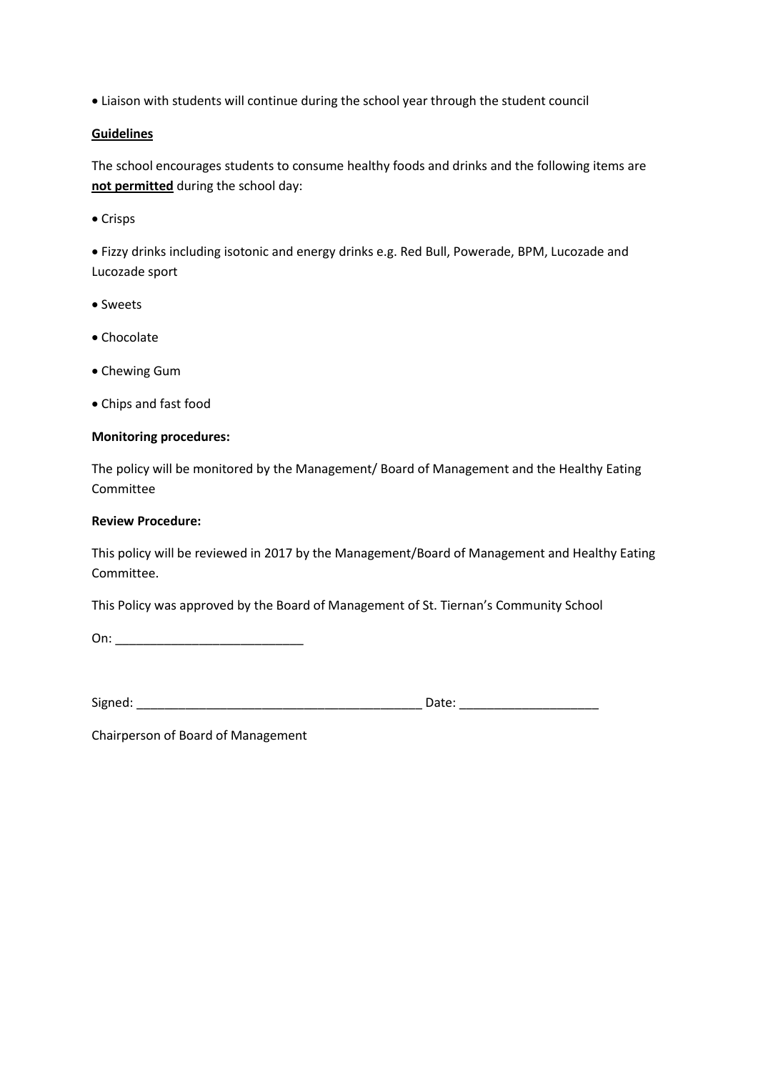- Liaison with students will continue during the school year through the student council

**Guidelines**

The school encourages students to consume healthy foods and drinks and the following items are **not permitted** during the school day:

- Crisps
- Fizzy drinks including isotonic and energy drinks e.g. Red Bull, Powerade, BPM, Lucozade and Lucozade sport
- Sweets
- Chocolate
- Chewing Gum
- Chips and fast food

**Monitoring procedures:**

The policy will be monitored by the Management/ Board of Management and the Healthy Eating Committee

**Review Procedure:**

This policy will be reviewed in 2017 by the Management/Board of Management and Healthy Eating Committee.

This Policy was approved by the Board of Management of St. Tiernan's Community School

On: ___________________________

Signed: _________________________________________ Date: ____________________

Chairperson of Board of Management